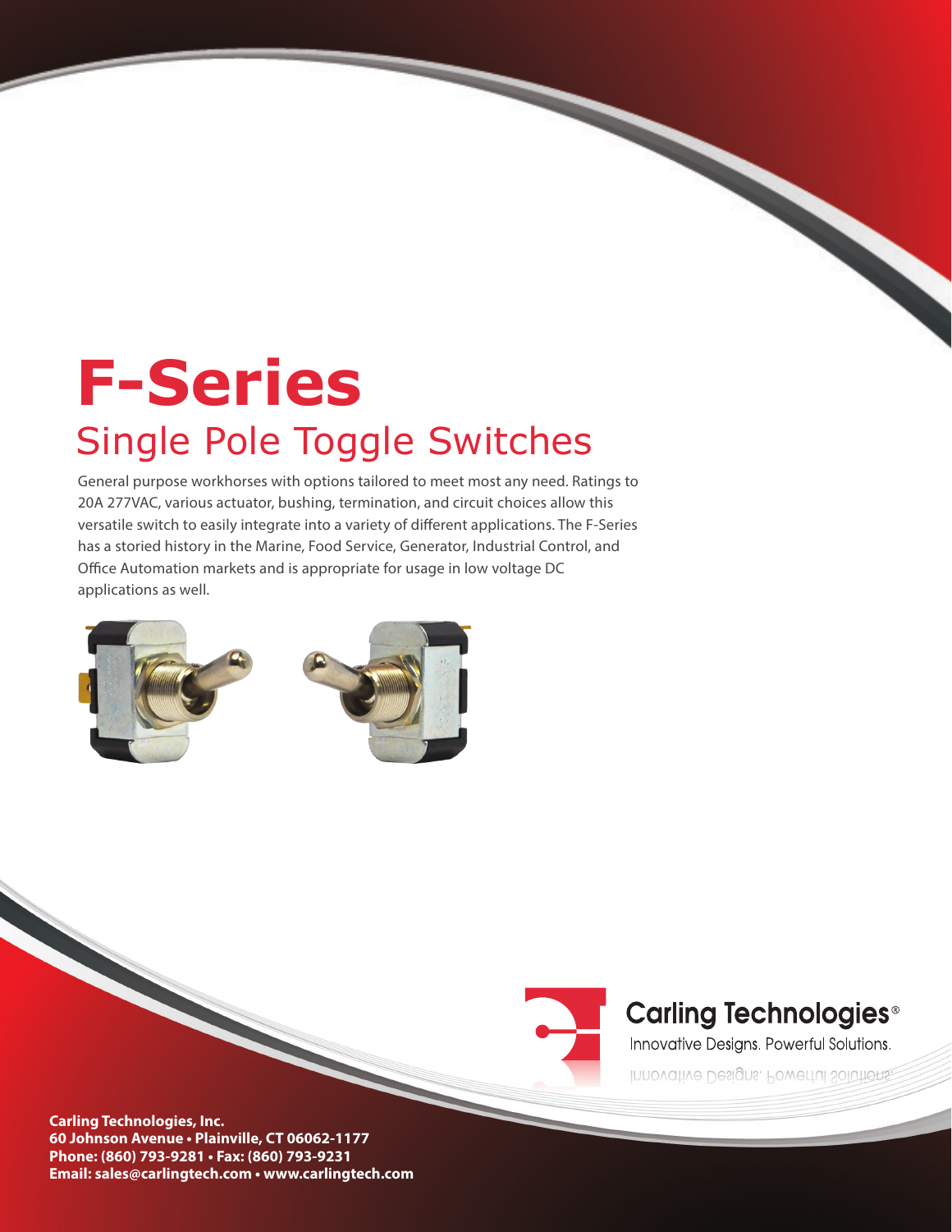# F-Series

## Single Pole Toggle Switches

General purpose workhorses with options tailored to meet most any need. Ratings to 20A 277VAC, various actuator, bushing, termination, and circuit choices allow this versatile switch to easily integrate into a variety of different applications. The F-Series has a storied history in the Marine, Food Service, Generator, Industrial Control, and Office Automation markets and is appropriate for usage in low voltage DC applications as well.

Carling Technologies®

Innovative Designs. Powerful Solutions.

**Carling Technologies, Inc.**
**60 Johnson Avenue • Plainville, CT 06062-1177**
**Phone: (860) 793-9281 • Fax: (860) 793-9231**
**Email: sales@carlingtech.com • www.carlingtech.com**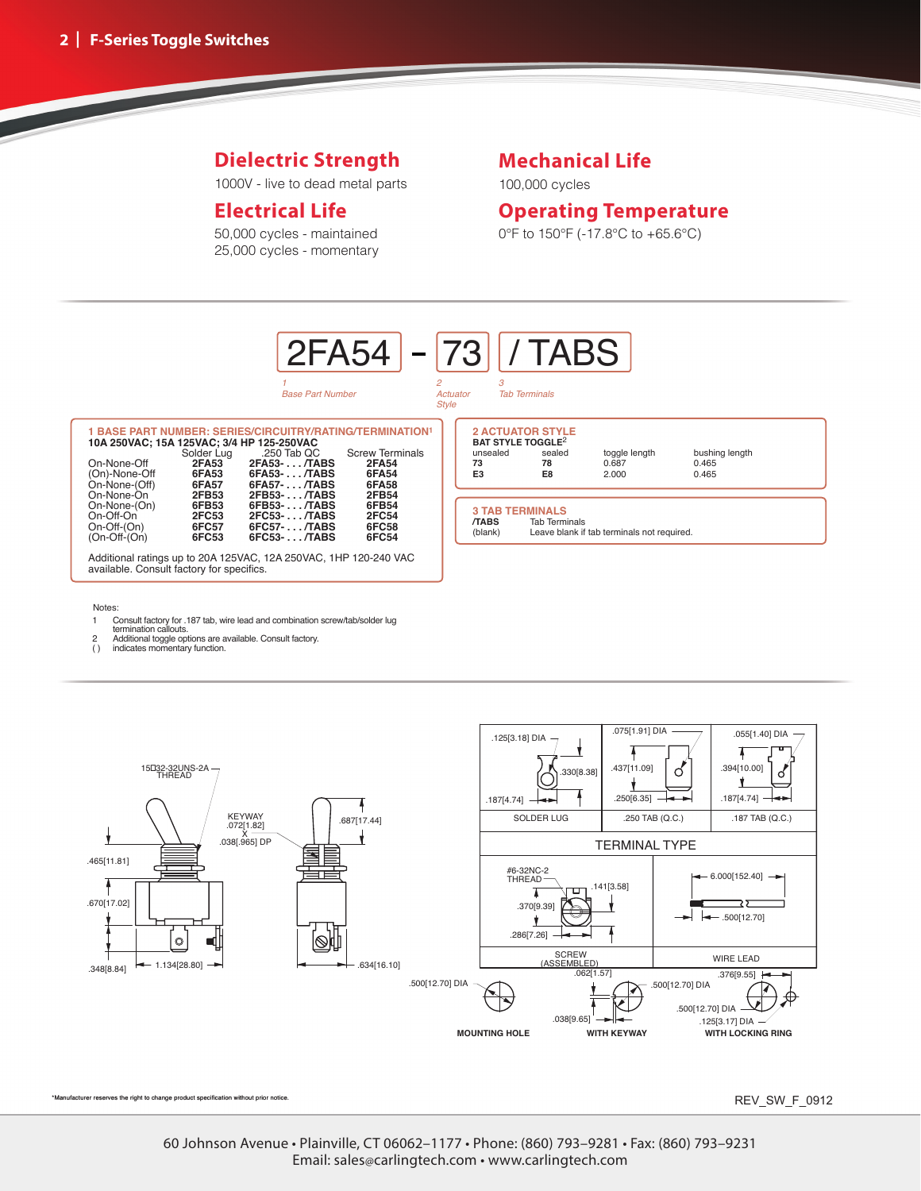## Dielectric Strength

1000V - live to dead metal parts

## Electrical Life

50,000 cycles - maintained
25,000 cycles - momentary

## Mechanical Life

100,000 cycles

## Operating Temperature

0°F to 150°F (-17.8°C to +65.6°C)

| 2FA54 | - | 73 | / TABS |
|---|---|---|---|
| *1 Base Part Number* | | *2 Actuator Style* | *3 Tab Terminals* |

### 1 BASE PART NUMBER: SERIES/CIRCUITRY/RATING/TERMINATION[1]

**10A 250VAC; 15A 125VAC; 3/4 HP 125-250VAC**

| | Solder Lug | .250 Tab QC | Screw Terminals |
|---|---|---|---|
| On-None-Off | **2FA53** | **2FA53- . . . /TABS** | **2FA54** |
| (On)-None-Off | **6FA53** | **6FA53- . . . /TABS** | **6FA54** |
| On-None-(Off) | **6FA57** | **6FA57- . . . /TABS** | **6FA58** |
| On-None-On | **2FB53** | **2FB53- . . . /TABS** | **2FB54** |
| On-None-(On) | **6FB53** | **6FB53- . . . /TABS** | **6FB54** |
| On-Off-On | **2FC53** | **2FC53- . . . /TABS** | **2FC54** |
| On-Off-(On) | **6FC57** | **6FC57- . . . /TABS** | **6FC58** |
| (On-Off-(On) | **6FC53** | **6FC53- . . . /TABS** | **6FC54** |

Additional ratings up to 20A 125VAC, 12A 250VAC, 1HP 120-240 VAC available. Consult factory for specifics.

### 2 ACTUATOR STYLE

**BAT STYLE TOGGLE**[2]

| unsealed | sealed | toggle length | bushing length |
|---|---|---|---|
| **73** | **78** | 0.687 | 0.465 |
| **E3** | **E8** | 2.000 | 0.465 |

### 3 TAB TERMINALS

| | |
|---|---|
| **/TABS** | Tab Terminals |
| (blank) | Leave blank if tab terminals not required. |

Notes:

1 Consult factory for .187 tab, wire lead and combination screw/tab/solder lug termination callouts.
2 Additional toggle options are available. Consult factory.
( ) indicates momentary function.

15/32-32UNS-2A THREAD
KEYWAY .072[1.82] X .038[.965] DP
.687[17.44]
.465[11.81]
.670[17.02]
.348[8.84]
1.134[28.80]
.634[16.10]

TERMINAL TYPE

SOLDER LUG: .125[3.18] DIA, .330[8.38], .187[4.74]
.250 TAB (Q.C.): .075[1.91] DIA, .437[11.09], .250[6.35]
.187 TAB (Q.C.): .055[1.40] DIA, .394[10.00], .187[4.74]
SCREW (ASSEMBLED): #6-32NC-2 THREAD, .141[3.58], .370[9.39], .286[7.26]
WIRE LEAD: 6.000[152.40], .500[12.70]

MOUNTING HOLE: .500[12.70] DIA
WITH KEYWAY: .062[1.57], .038[9.65], .500[12.70] DIA
WITH LOCKING RING: .376[9.55], .500[12.70] DIA, .125[3.17] DIA

*Manufacturer reserves the right to change product specification without prior notice.

REV_SW_F_0912

60 Johnson Avenue • Plainville, CT 06062–1177 • Phone: (860) 793–9281 • Fax: (860) 793–9231
Email: sales@carlingtech.com • www.carlingtech.com